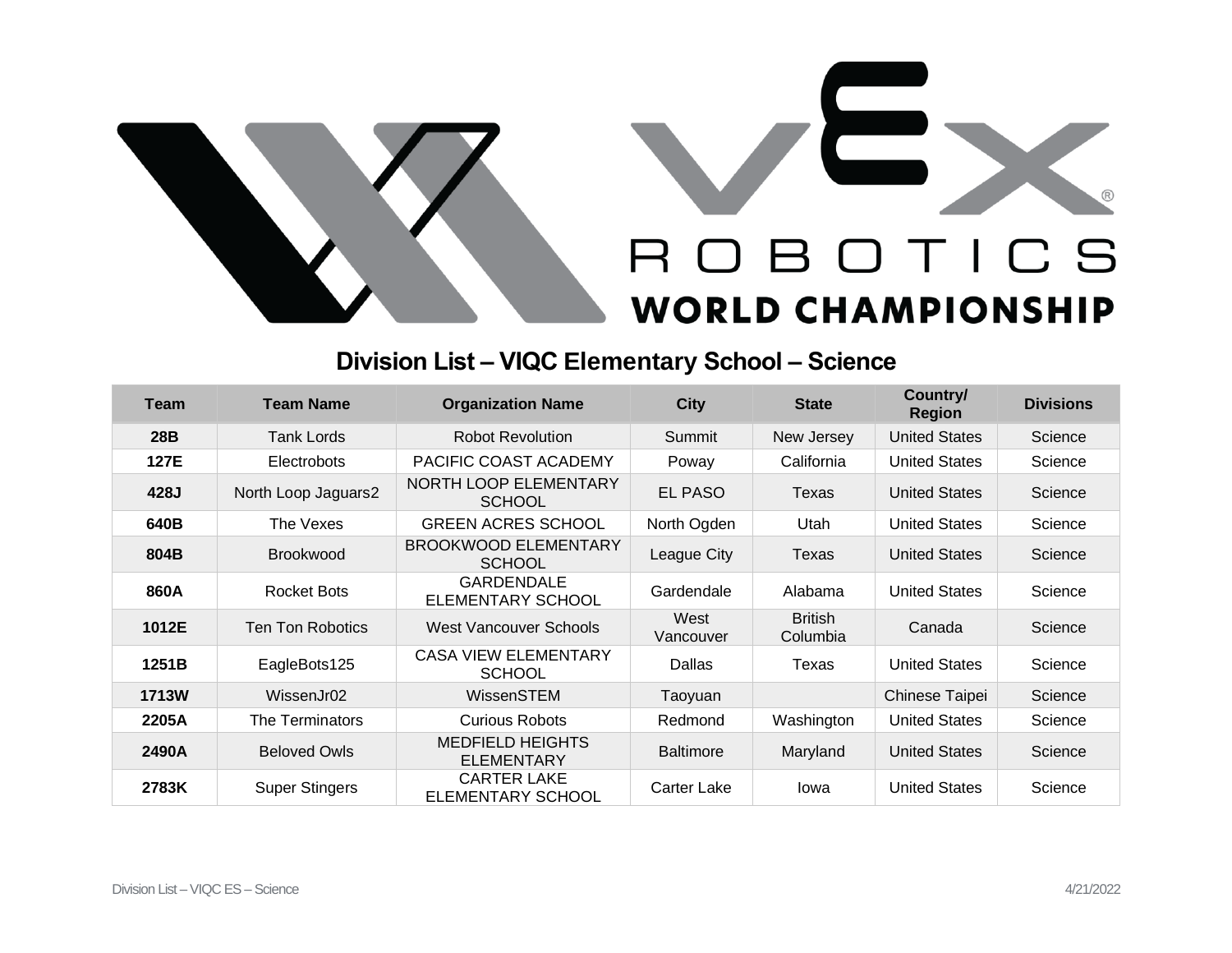# Division List – VIQC Elementary School – Science

| Team | Team Name | Organization Name | City | State | Country/ Region | Divisions |
|---|---|---|---|---|---|---|
| **28B** | Tank Lords | Robot Revolution | Summit | New Jersey | United States | Science |
| **127E** | Electrobots | PACIFIC COAST ACADEMY | Poway | California | United States | Science |
| **428J** | North Loop Jaguars2 | NORTH LOOP ELEMENTARY SCHOOL | EL PASO | Texas | United States | Science |
| **640B** | The Vexes | GREEN ACRES SCHOOL | North Ogden | Utah | United States | Science |
| **804B** | Brookwood | BROOKWOOD ELEMENTARY SCHOOL | League City | Texas | United States | Science |
| **860A** | Rocket Bots | GARDENDALE ELEMENTARY SCHOOL | Gardendale | Alabama | United States | Science |
| **1012E** | Ten Ton Robotics | West Vancouver Schools | West Vancouver | British Columbia | Canada | Science |
| **1251B** | EagleBots125 | CASA VIEW ELEMENTARY SCHOOL | Dallas | Texas | United States | Science |
| **1713W** | WissenJr02 | WissenSTEM | Taoyuan | | Chinese Taipei | Science |
| **2205A** | The Terminators | Curious Robots | Redmond | Washington | United States | Science |
| **2490A** | Beloved Owls | MEDFIELD HEIGHTS ELEMENTARY | Baltimore | Maryland | United States | Science |
| **2783K** | Super Stingers | CARTER LAKE ELEMENTARY SCHOOL | Carter Lake | Iowa | United States | Science |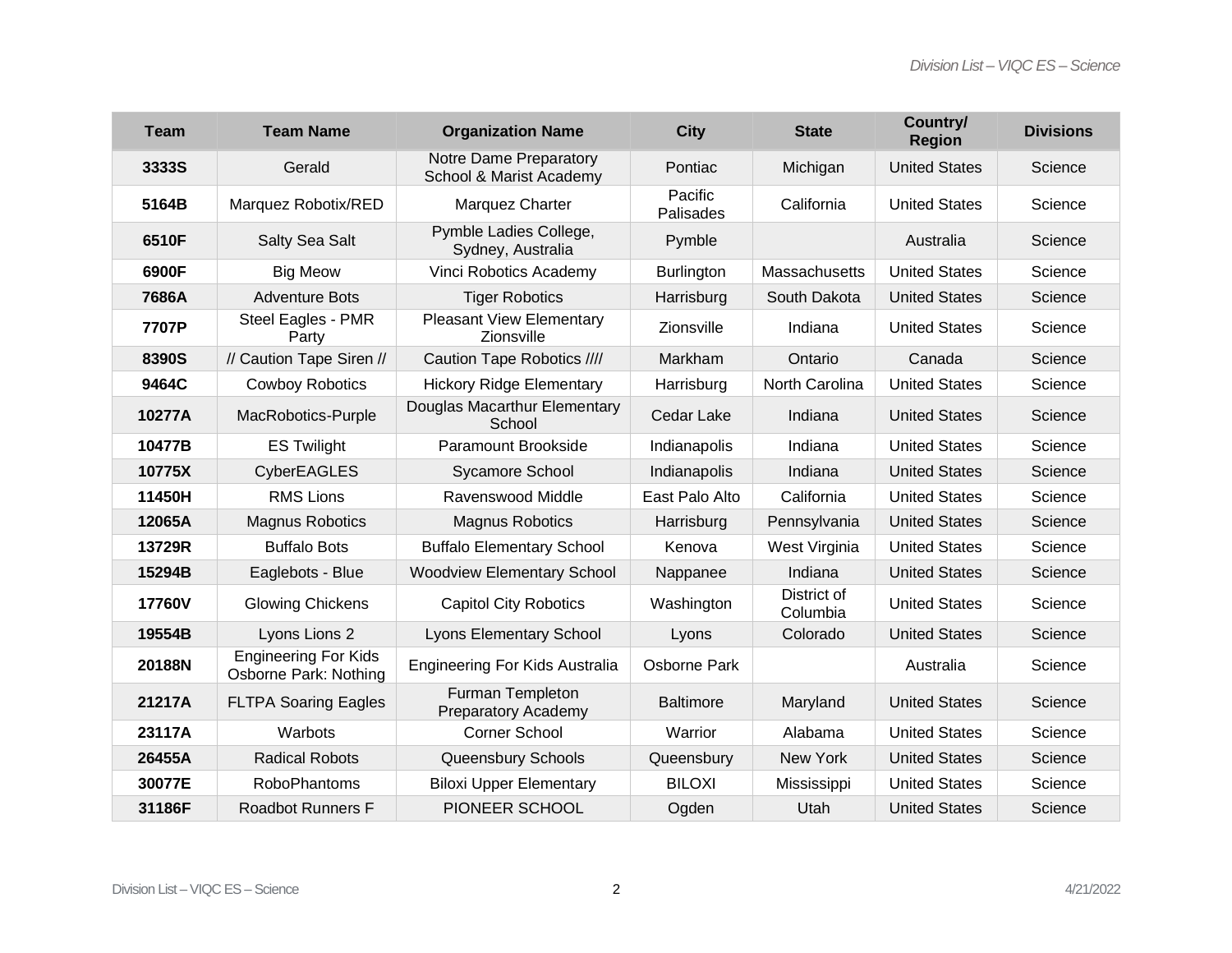| Team | Team Name | Organization Name | City | State | Country/ Region | Divisions |
|---|---|---|---|---|---|---|
| **3333S** | Gerald | Notre Dame Preparatory School & Marist Academy | Pontiac | Michigan | United States | Science |
| **5164B** | Marquez Robotix/RED | Marquez Charter | Pacific Palisades | California | United States | Science |
| **6510F** | Salty Sea Salt | Pymble Ladies College, Sydney, Australia | Pymble | | Australia | Science |
| **6900F** | Big Meow | Vinci Robotics Academy | Burlington | Massachusetts | United States | Science |
| **7686A** | Adventure Bots | Tiger Robotics | Harrisburg | South Dakota | United States | Science |
| **7707P** | Steel Eagles - PMR Party | Pleasant View Elementary Zionsville | Zionsville | Indiana | United States | Science |
| **8390S** | // Caution Tape Siren // | Caution Tape Robotics //// | Markham | Ontario | Canada | Science |
| **9464C** | Cowboy Robotics | Hickory Ridge Elementary | Harrisburg | North Carolina | United States | Science |
| **10277A** | MacRobotics-Purple | Douglas Macarthur Elementary School | Cedar Lake | Indiana | United States | Science |
| **10477B** | ES Twilight | Paramount Brookside | Indianapolis | Indiana | United States | Science |
| **10775X** | CyberEAGLES | Sycamore School | Indianapolis | Indiana | United States | Science |
| **11450H** | RMS Lions | Ravenswood Middle | East Palo Alto | California | United States | Science |
| **12065A** | Magnus Robotics | Magnus Robotics | Harrisburg | Pennsylvania | United States | Science |
| **13729R** | Buffalo Bots | Buffalo Elementary School | Kenova | West Virginia | United States | Science |
| **15294B** | Eaglebots - Blue | Woodview Elementary School | Nappanee | Indiana | United States | Science |
| **17760V** | Glowing Chickens | Capitol City Robotics | Washington | District of Columbia | United States | Science |
| **19554B** | Lyons Lions 2 | Lyons Elementary School | Lyons | Colorado | United States | Science |
| **20188N** | Engineering For Kids Osborne Park: Nothing | Engineering For Kids Australia | Osborne Park | | Australia | Science |
| **21217A** | FLTPA Soaring Eagles | Furman Templeton Preparatory Academy | Baltimore | Maryland | United States | Science |
| **23117A** | Warbots | Corner School | Warrior | Alabama | United States | Science |
| **26455A** | Radical Robots | Queensbury Schools | Queensbury | New York | United States | Science |
| **30077E** | RoboPhantoms | Biloxi Upper Elementary | BILOXI | Mississippi | United States | Science |
| **31186F** | Roadbot Runners F | PIONEER SCHOOL | Ogden | Utah | United States | Science |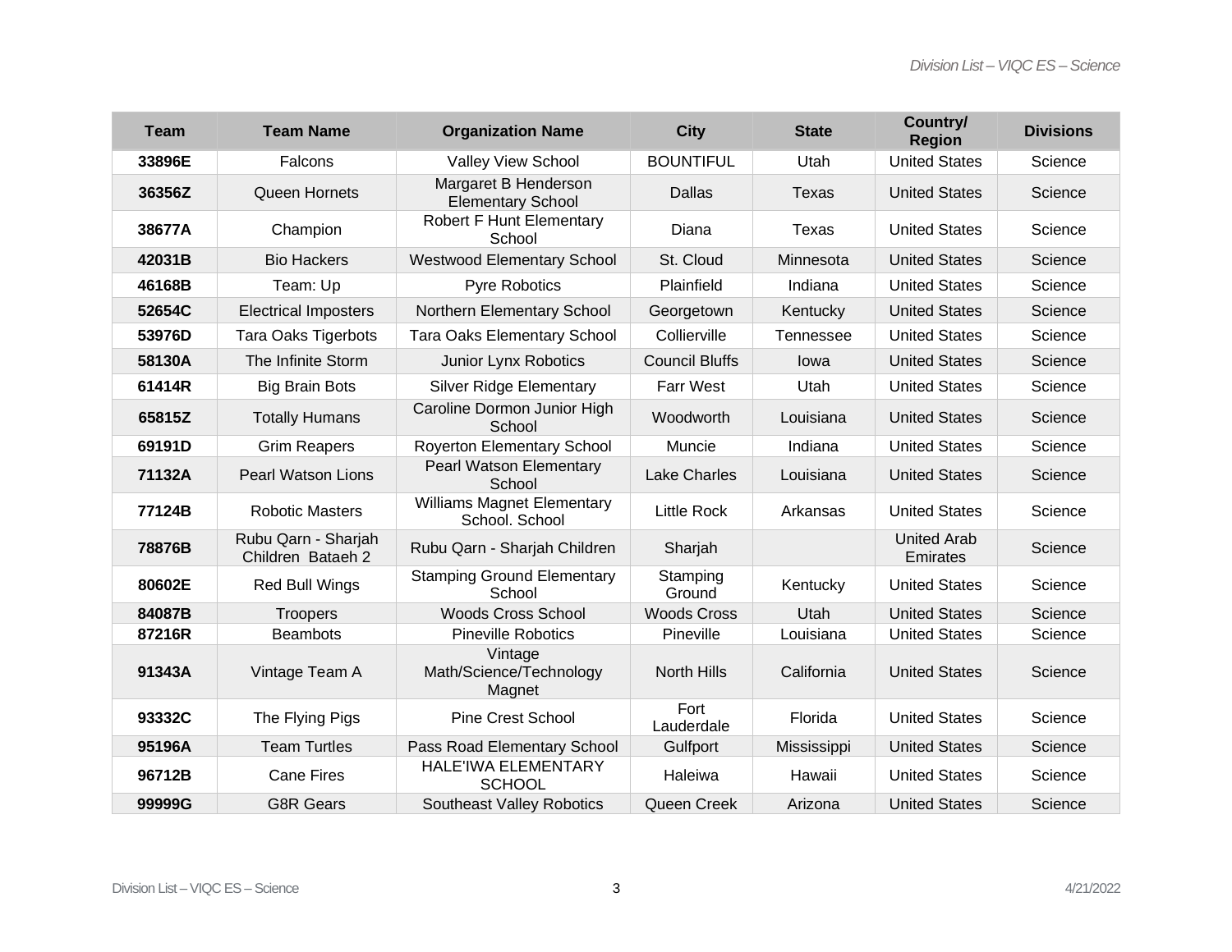| Team | Team Name | Organization Name | City | State | Country/ Region | Divisions |
|---|---|---|---|---|---|---|
| **33896E** | Falcons | Valley View School | BOUNTIFUL | Utah | United States | Science |
| **36356Z** | Queen Hornets | Margaret B Henderson Elementary School | Dallas | Texas | United States | Science |
| **38677A** | Champion | Robert F Hunt Elementary School | Diana | Texas | United States | Science |
| **42031B** | Bio Hackers | Westwood Elementary School | St. Cloud | Minnesota | United States | Science |
| **46168B** | Team: Up | Pyre Robotics | Plainfield | Indiana | United States | Science |
| **52654C** | Electrical Imposters | Northern Elementary School | Georgetown | Kentucky | United States | Science |
| **53976D** | Tara Oaks Tigerbots | Tara Oaks Elementary School | Collierville | Tennessee | United States | Science |
| **58130A** | The Infinite Storm | Junior Lynx Robotics | Council Bluffs | Iowa | United States | Science |
| **61414R** | Big Brain Bots | Silver Ridge Elementary | Farr West | Utah | United States | Science |
| **65815Z** | Totally Humans | Caroline Dormon Junior High School | Woodworth | Louisiana | United States | Science |
| **69191D** | Grim Reapers | Royerton Elementary School | Muncie | Indiana | United States | Science |
| **71132A** | Pearl Watson Lions | Pearl Watson Elementary School | Lake Charles | Louisiana | United States | Science |
| **77124B** | Robotic Masters | Williams Magnet Elementary School. School | Little Rock | Arkansas | United States | Science |
| **78876B** | Rubu Qarn - Sharjah Children Bataeh 2 | Rubu Qarn - Sharjah Children | Sharjah | | United Arab Emirates | Science |
| **80602E** | Red Bull Wings | Stamping Ground Elementary School | Stamping Ground | Kentucky | United States | Science |
| **84087B** | Troopers | Woods Cross School | Woods Cross | Utah | United States | Science |
| **87216R** | Beambots | Pineville Robotics | Pineville | Louisiana | United States | Science |
| **91343A** | Vintage Team A | Vintage Math/Science/Technology Magnet | North Hills | California | United States | Science |
| **93332C** | The Flying Pigs | Pine Crest School | Fort Lauderdale | Florida | United States | Science |
| **95196A** | Team Turtles | Pass Road Elementary School | Gulfport | Mississippi | United States | Science |
| **96712B** | Cane Fires | HALE'IWA ELEMENTARY SCHOOL | Haleiwa | Hawaii | United States | Science |
| **99999G** | G8R Gears | Southeast Valley Robotics | Queen Creek | Arizona | United States | Science |